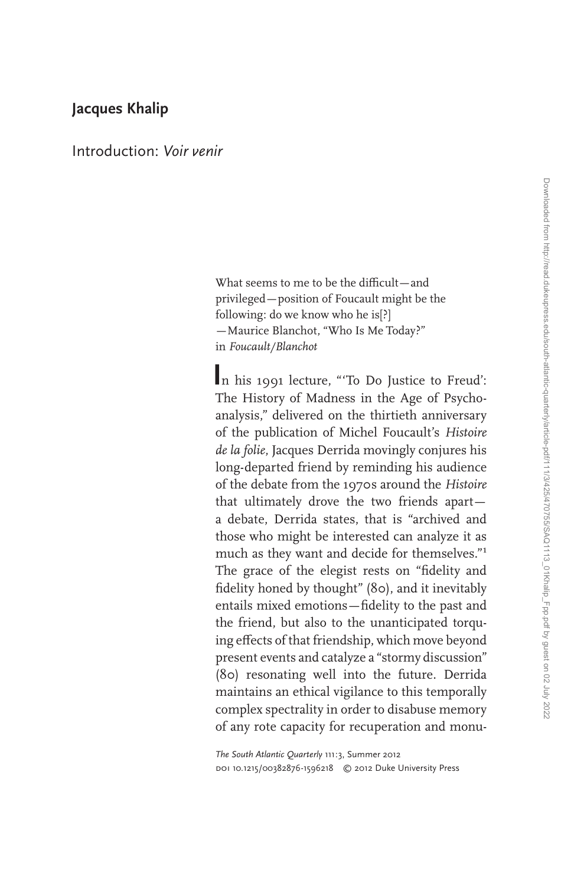# Jacques Khalip

## Introduction: *Voir venir*

> What seems to me to be the difficult—and privileged—position of Foucault might be the following: do we know who he is[?]
> —Maurice Blanchot, "Who Is Me Today?" in *Foucault/Blanchot*

In his 1991 lecture, "'To Do Justice to Freud': The History of Madness in the Age of Psychoanalysis," delivered on the thirtieth anniversary of the publication of Michel Foucault's *Histoire de la folie*, Jacques Derrida movingly conjures his long-departed friend by reminding his audience of the debate from the 1970s around the *Histoire* that ultimately drove the two friends apart—a debate, Derrida states, that is "archived and those who might be interested can analyze it as much as they want and decide for themselves."[1] The grace of the elegist rests on "fidelity and fidelity honed by thought" (80), and it inevitably entails mixed emotions—fidelity to the past and the friend, but also to the unanticipated torquing effects of that friendship, which move beyond present events and catalyze a "stormy discussion" (80) resonating well into the future. Derrida maintains an ethical vigilance to this temporally complex spectrality in order to disabuse memory of any rote capacity for recuperation and monu-

*The South Atlantic Quarterly* 111:3, Summer 2012
DOI 10.1215/00382876-1596218 © 2012 Duke University Press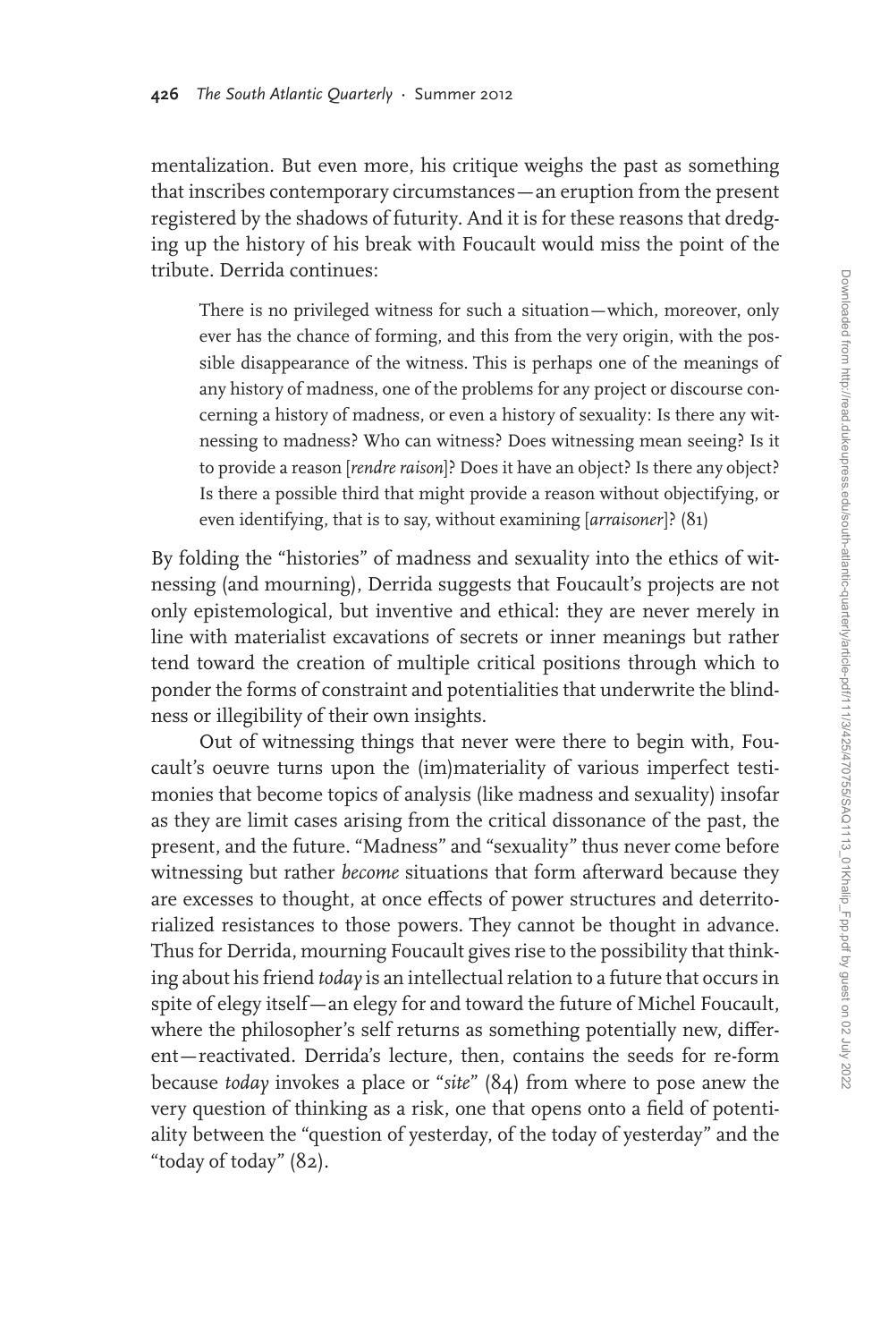mentalization. But even more, his critique weighs the past as something that inscribes contemporary circumstances—an eruption from the present registered by the shadows of futurity. And it is for these reasons that dredging up the history of his break with Foucault would miss the point of the tribute. Derrida continues:

> There is no privileged witness for such a situation—which, moreover, only ever has the chance of forming, and this from the very origin, with the possible disappearance of the witness. This is perhaps one of the meanings of any history of madness, one of the problems for any project or discourse concerning a history of madness, or even a history of sexuality: Is there any witnessing to madness? Who can witness? Does witnessing mean seeing? Is it to provide a reason [*rendre raison*]? Does it have an object? Is there any object? Is there a possible third that might provide a reason without objectifying, or even identifying, that is to say, without examining [*arraisoner*]? (81)

By folding the "histories" of madness and sexuality into the ethics of witnessing (and mourning), Derrida suggests that Foucault's projects are not only epistemological, but inventive and ethical: they are never merely in line with materialist excavations of secrets or inner meanings but rather tend toward the creation of multiple critical positions through which to ponder the forms of constraint and potentialities that underwrite the blindness or illegibility of their own insights.

Out of witnessing things that never were there to begin with, Foucault's oeuvre turns upon the (im)materiality of various imperfect testimonies that become topics of analysis (like madness and sexuality) insofar as they are limit cases arising from the critical dissonance of the past, the present, and the future. "Madness" and "sexuality" thus never come before witnessing but rather *become* situations that form afterward because they are excesses to thought, at once effects of power structures and deterritorialized resistances to those powers. They cannot be thought in advance. Thus for Derrida, mourning Foucault gives rise to the possibility that thinking about his friend *today* is an intellectual relation to a future that occurs in spite of elegy itself—an elegy for and toward the future of Michel Foucault, where the philosopher's self returns as something potentially new, different—reactivated. Derrida's lecture, then, contains the seeds for re-form because *today* invokes a place or "*site*" (84) from where to pose anew the very question of thinking as a risk, one that opens onto a field of potentiality between the "question of yesterday, of the today of yesterday" and the "today of today" (82).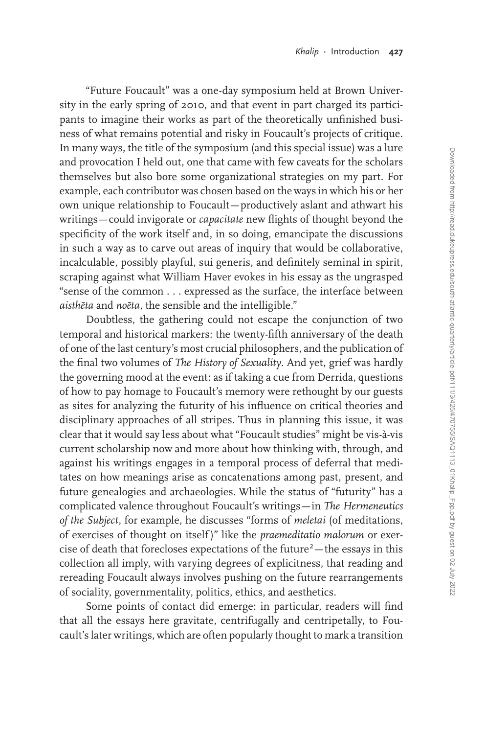"Future Foucault" was a one-day symposium held at Brown University in the early spring of 2010, and that event in part charged its participants to imagine their works as part of the theoretically unfinished business of what remains potential and risky in Foucault's projects of critique. In many ways, the title of the symposium (and this special issue) was a lure and provocation I held out, one that came with few caveats for the scholars themselves but also bore some organizational strategies on my part. For example, each contributor was chosen based on the ways in which his or her own unique relationship to Foucault—productively aslant and athwart his writings—could invigorate or *capacitate* new flights of thought beyond the specificity of the work itself and, in so doing, emancipate the discussions in such a way as to carve out areas of inquiry that would be collaborative, incalculable, possibly playful, sui generis, and definitely seminal in spirit, scraping against what William Haver evokes in his essay as the ungrasped "sense of the common . . . expressed as the surface, the interface between *aisthēta* and *noēta*, the sensible and the intelligible."

Doubtless, the gathering could not escape the conjunction of two temporal and historical markers: the twenty-fifth anniversary of the death of one of the last century's most crucial philosophers, and the publication of the final two volumes of *The History of Sexuality*. And yet, grief was hardly the governing mood at the event: as if taking a cue from Derrida, questions of how to pay homage to Foucault's memory were rethought by our guests as sites for analyzing the futurity of his influence on critical theories and disciplinary approaches of all stripes. Thus in planning this issue, it was clear that it would say less about what "Foucault studies" might be vis-à-vis current scholarship now and more about how thinking with, through, and against his writings engages in a temporal process of deferral that meditates on how meanings arise as concatenations among past, present, and future genealogies and archaeologies. While the status of "futurity" has a complicated valence throughout Foucault's writings—in *The Hermeneutics of the Subject*, for example, he discusses "forms of *meletai* (of meditations, of exercises of thought on itself)" like the *praemeditatio malorum* or exercise of death that forecloses expectations of the future[2]—the essays in this collection all imply, with varying degrees of explicitness, that reading and rereading Foucault always involves pushing on the future rearrangements of sociality, governmentality, politics, ethics, and aesthetics.

Some points of contact did emerge: in particular, readers will find that all the essays here gravitate, centrifugally and centripetally, to Foucault's later writings, which are often popularly thought to mark a transition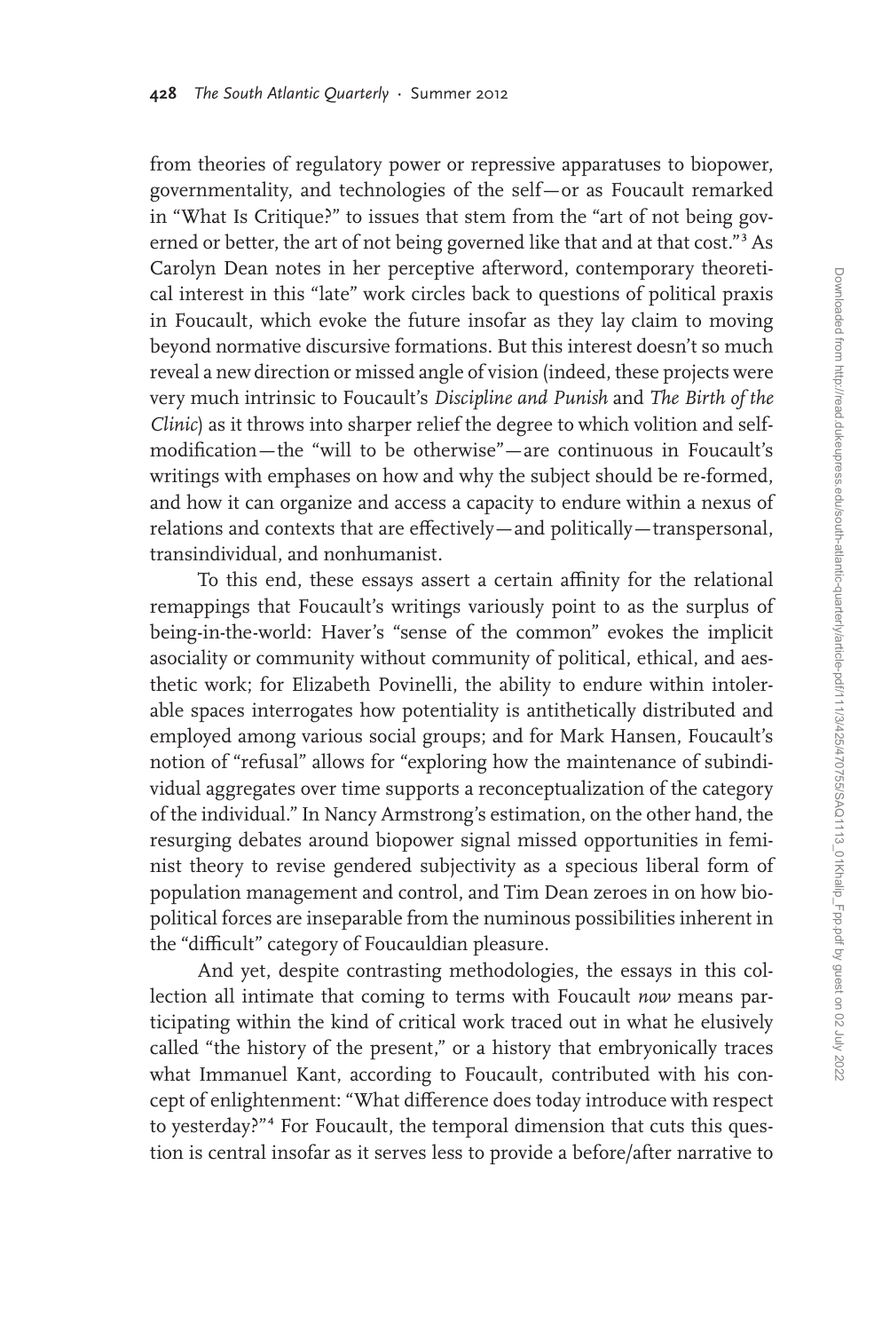from theories of regulatory power or repressive apparatuses to biopower, governmentality, and technologies of the self—or as Foucault remarked in "What Is Critique?" to issues that stem from the "art of not being governed or better, the art of not being governed like that and at that cost."[3] As Carolyn Dean notes in her perceptive afterword, contemporary theoretical interest in this "late" work circles back to questions of political praxis in Foucault, which evoke the future insofar as they lay claim to moving beyond normative discursive formations. But this interest doesn't so much reveal a new direction or missed angle of vision (indeed, these projects were very much intrinsic to Foucault's *Discipline and Punish* and *The Birth of the Clinic*) as it throws into sharper relief the degree to which volition and self-modification—the "will to be otherwise"—are continuous in Foucault's writings with emphases on how and why the subject should be re-formed, and how it can organize and access a capacity to endure within a nexus of relations and contexts that are effectively—and politically—transpersonal, transindividual, and nonhumanist.

To this end, these essays assert a certain affinity for the relational remappings that Foucault's writings variously point to as the surplus of being-in-the-world: Haver's "sense of the common" evokes the implicit asociality or community without community of political, ethical, and aesthetic work; for Elizabeth Povinelli, the ability to endure within intolerable spaces interrogates how potentiality is antithetically distributed and employed among various social groups; and for Mark Hansen, Foucault's notion of "refusal" allows for "exploring how the maintenance of subindividual aggregates over time supports a reconceptualization of the category of the individual." In Nancy Armstrong's estimation, on the other hand, the resurging debates around biopower signal missed opportunities in feminist theory to revise gendered subjectivity as a specious liberal form of population management and control, and Tim Dean zeroes in on how biopolitical forces are inseparable from the numinous possibilities inherent in the "difficult" category of Foucauldian pleasure.

And yet, despite contrasting methodologies, the essays in this collection all intimate that coming to terms with Foucault *now* means participating within the kind of critical work traced out in what he elusively called "the history of the present," or a history that embryonically traces what Immanuel Kant, according to Foucault, contributed with his concept of enlightenment: "What difference does today introduce with respect to yesterday?"[4] For Foucault, the temporal dimension that cuts this question is central insofar as it serves less to provide a before/after narrative to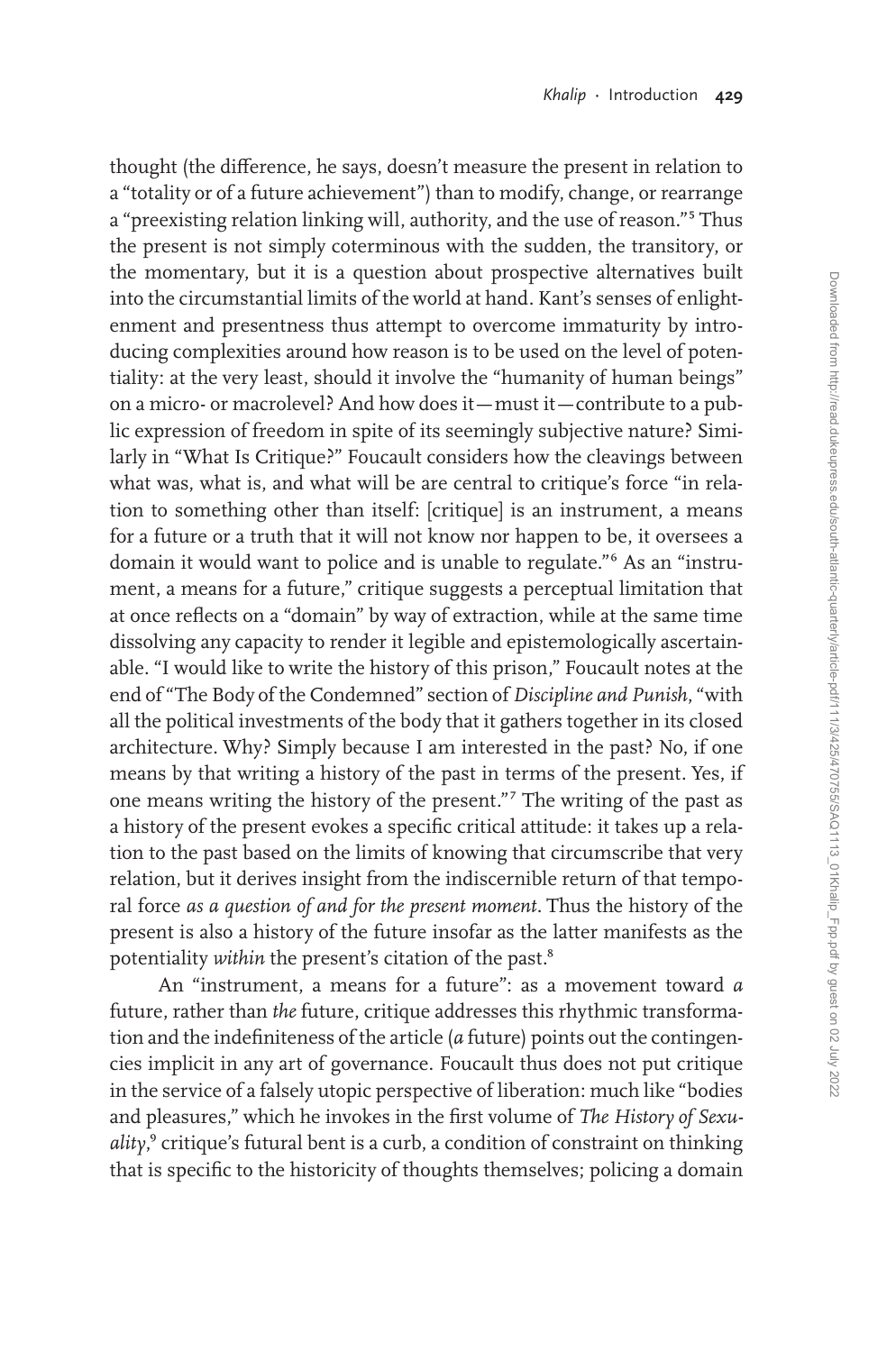thought (the difference, he says, doesn't measure the present in relation to a "totality or of a future achievement") than to modify, change, or rearrange a "preexisting relation linking will, authority, and the use of reason."[5] Thus the present is not simply coterminous with the sudden, the transitory, or the momentary, but it is a question about prospective alternatives built into the circumstantial limits of the world at hand. Kant's senses of enlightenment and presentness thus attempt to overcome immaturity by introducing complexities around how reason is to be used on the level of potentiality: at the very least, should it involve the "humanity of human beings" on a micro- or macrolevel? And how does it—must it—contribute to a public expression of freedom in spite of its seemingly subjective nature? Similarly in "What Is Critique?" Foucault considers how the cleavings between what was, what is, and what will be are central to critique's force "in relation to something other than itself: [critique] is an instrument, a means for a future or a truth that it will not know nor happen to be, it oversees a domain it would want to police and is unable to regulate."[6] As an "instrument, a means for a future," critique suggests a perceptual limitation that at once reflects on a "domain" by way of extraction, while at the same time dissolving any capacity to render it legible and epistemologically ascertainable. "I would like to write the history of this prison," Foucault notes at the end of "The Body of the Condemned" section of *Discipline and Punish*, "with all the political investments of the body that it gathers together in its closed architecture. Why? Simply because I am interested in the past? No, if one means by that writing a history of the past in terms of the present. Yes, if one means writing the history of the present."[7] The writing of the past as a history of the present evokes a specific critical attitude: it takes up a relation to the past based on the limits of knowing that circumscribe that very relation, but it derives insight from the indiscernible return of that temporal force *as a question of and for the present moment*. Thus the history of the present is also a history of the future insofar as the latter manifests as the potentiality *within* the present's citation of the past.[8]

An "instrument, a means for a future": as a movement toward *a* future, rather than *the* future, critique addresses this rhythmic transformation and the indefiniteness of the article (*a* future) points out the contingencies implicit in any art of governance. Foucault thus does not put critique in the service of a falsely utopic perspective of liberation: much like "bodies and pleasures," which he invokes in the first volume of *The History of Sexuality*,[9] critique's futural bent is a curb, a condition of constraint on thinking that is specific to the historicity of thoughts themselves; policing a domain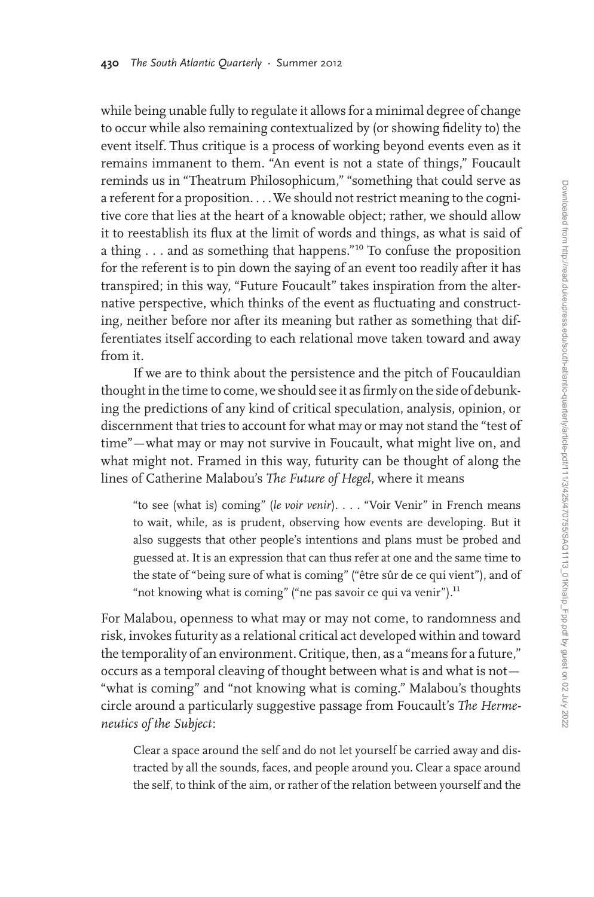while being unable fully to regulate it allows for a minimal degree of change to occur while also remaining contextualized by (or showing fidelity to) the event itself. Thus critique is a process of working beyond events even as it remains immanent to them. "An event is not a state of things," Foucault reminds us in "Theatrum Philosophicum," "something that could serve as a referent for a proposition. . . . We should not restrict meaning to the cognitive core that lies at the heart of a knowable object; rather, we should allow it to reestablish its flux at the limit of words and things, as what is said of a thing . . . and as something that happens."[10] To confuse the proposition for the referent is to pin down the saying of an event too readily after it has transpired; in this way, "Future Foucault" takes inspiration from the alternative perspective, which thinks of the event as fluctuating and constructing, neither before nor after its meaning but rather as something that differentiates itself according to each relational move taken toward and away from it.

If we are to think about the persistence and the pitch of Foucauldian thought in the time to come, we should see it as firmly on the side of debunking the predictions of any kind of critical speculation, analysis, opinion, or discernment that tries to account for what may or may not stand the "test of time"—what may or may not survive in Foucault, what might live on, and what might not. Framed in this way, futurity can be thought of along the lines of Catherine Malabou's *The Future of Hegel*, where it means

> "to see (what is) coming" (*le voir venir*). . . . "Voir Venir" in French means to wait, while, as is prudent, observing how events are developing. But it also suggests that other people's intentions and plans must be probed and guessed at. It is an expression that can thus refer at one and the same time to the state of "being sure of what is coming" ("être sûr de ce qui vient"), and of "not knowing what is coming" ("ne pas savoir ce qui va venir").[11]

For Malabou, openness to what may or may not come, to randomness and risk, invokes futurity as a relational critical act developed within and toward the temporality of an environment. Critique, then, as a "means for a future," occurs as a temporal cleaving of thought between what is and what is not—"what is coming" and "not knowing what is coming." Malabou's thoughts circle around a particularly suggestive passage from Foucault's *The Hermeneutics of the Subject*:

> Clear a space around the self and do not let yourself be carried away and distracted by all the sounds, faces, and people around you. Clear a space around the self, to think of the aim, or rather of the relation between yourself and the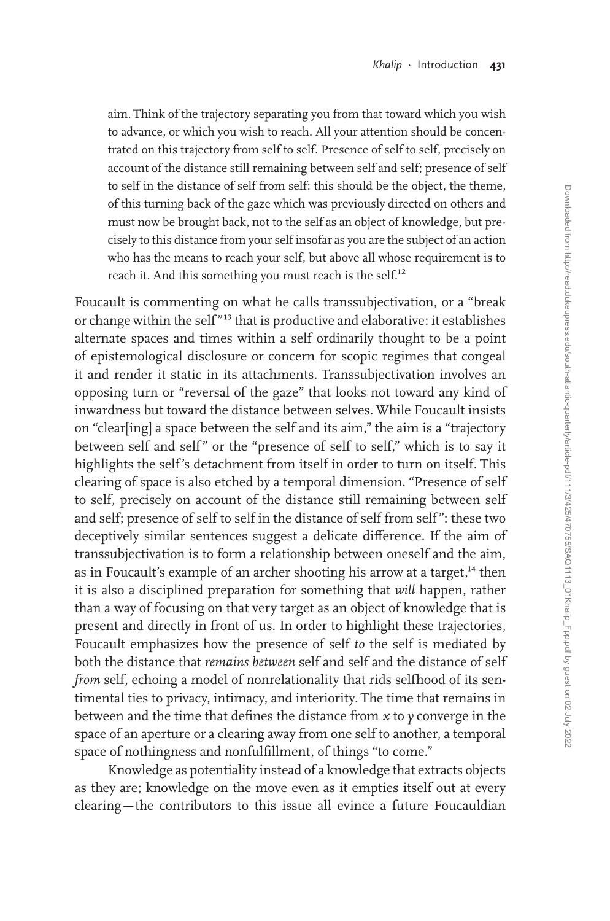> aim. Think of the trajectory separating you from that toward which you wish to advance, or which you wish to reach. All your attention should be concentrated on this trajectory from self to self. Presence of self to self, precisely on account of the distance still remaining between self and self; presence of self to self in the distance of self from self: this should be the object, the theme, of this turning back of the gaze which was previously directed on others and must now be brought back, not to the self as an object of knowledge, but precisely to this distance from your self insofar as you are the subject of an action who has the means to reach your self, but above all whose requirement is to reach it. And this something you must reach is the self.[12]

Foucault is commenting on what he calls transsubjectivation, or a "break or change within the self"[13] that is productive and elaborative: it establishes alternate spaces and times within a self ordinarily thought to be a point of epistemological disclosure or concern for scopic regimes that congeal it and render it static in its attachments. Transsubjectivation involves an opposing turn or "reversal of the gaze" that looks not toward any kind of inwardness but toward the distance between selves. While Foucault insists on "clear[ing] a space between the self and its aim," the aim is a "trajectory between self and self" or the "presence of self to self," which is to say it highlights the self's detachment from itself in order to turn on itself. This clearing of space is also etched by a temporal dimension. "Presence of self to self, precisely on account of the distance still remaining between self and self; presence of self to self in the distance of self from self": these two deceptively similar sentences suggest a delicate difference. If the aim of transsubjectivation is to form a relationship between oneself and the aim, as in Foucault's example of an archer shooting his arrow at a target,[14] then it is also a disciplined preparation for something that *will* happen, rather than a way of focusing on that very target as an object of knowledge that is present and directly in front of us. In order to highlight these trajectories, Foucault emphasizes how the presence of self *to* the self is mediated by both the distance that *remains between* self and self and the distance of self *from* self, echoing a model of nonrelationality that rids selfhood of its sentimental ties to privacy, intimacy, and interiority. The time that remains in between and the time that defines the distance from $x$ to $y$ converge in the space of an aperture or a clearing away from one self to another, a temporal space of nothingness and nonfulfillment, of things "to come."

Knowledge as potentiality instead of a knowledge that extracts objects as they are; knowledge on the move even as it empties itself out at every clearing—the contributors to this issue all evince a future Foucauldian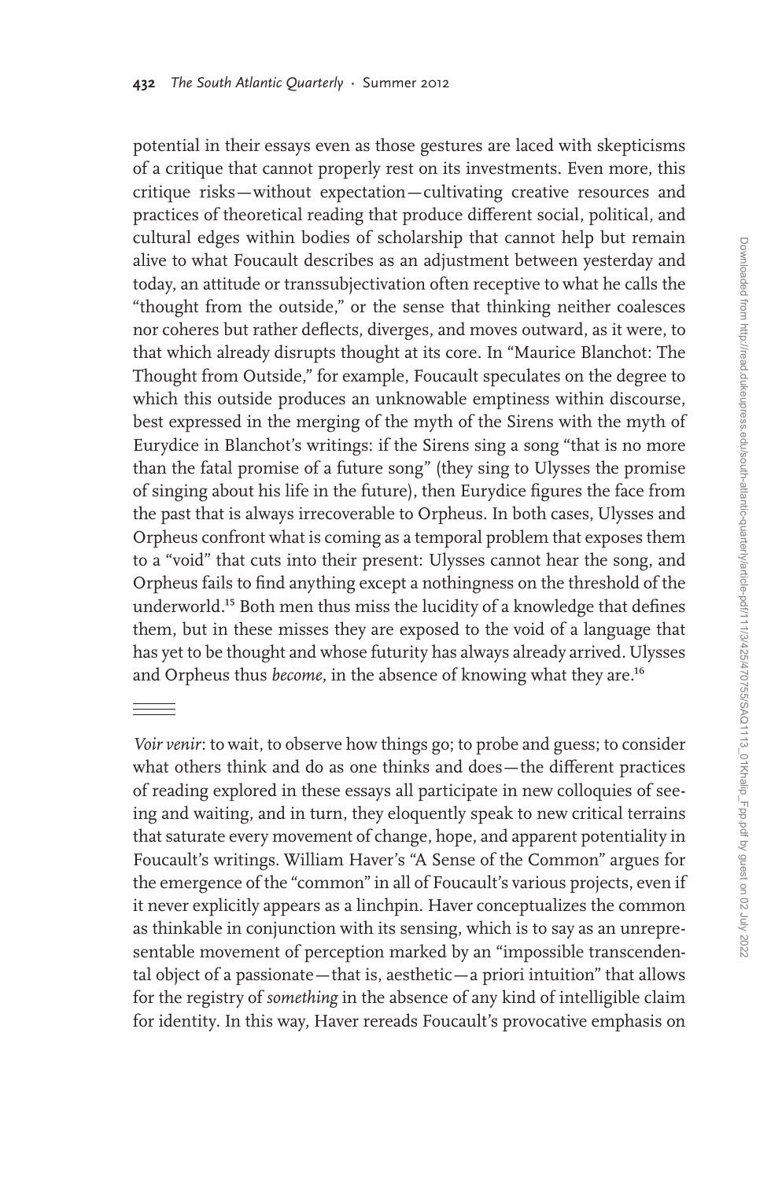potential in their essays even as those gestures are laced with skepticisms of a critique that cannot properly rest on its investments. Even more, this critique risks—without expectation—cultivating creative resources and practices of theoretical reading that produce different social, political, and cultural edges within bodies of scholarship that cannot help but remain alive to what Foucault describes as an adjustment between yesterday and today, an attitude or transsubjectivation often receptive to what he calls the "thought from the outside," or the sense that thinking neither coalesces nor coheres but rather deflects, diverges, and moves outward, as it were, to that which already disrupts thought at its core. In "Maurice Blanchot: The Thought from Outside," for example, Foucault speculates on the degree to which this outside produces an unknowable emptiness within discourse, best expressed in the merging of the myth of the Sirens with the myth of Eurydice in Blanchot's writings: if the Sirens sing a song "that is no more than the fatal promise of a future song" (they sing to Ulysses the promise of singing about his life in the future), then Eurydice figures the face from the past that is always irrecoverable to Orpheus. In both cases, Ulysses and Orpheus confront what is coming as a temporal problem that exposes them to a "void" that cuts into their present: Ulysses cannot hear the song, and Orpheus fails to find anything except a nothingness on the threshold of the underworld.[15] Both men thus miss the lucidity of a knowledge that defines them, but in these misses they are exposed to the void of a language that has yet to be thought and whose futurity has always already arrived. Ulysses and Orpheus thus *become*, in the absence of knowing what they are.[16]

---

*Voir venir*: to wait, to observe how things go; to probe and guess; to consider what others think and do as one thinks and does—the different practices of reading explored in these essays all participate in new colloquies of seeing and waiting, and in turn, they eloquently speak to new critical terrains that saturate every movement of change, hope, and apparent potentiality in Foucault's writings. William Haver's "A Sense of the Common" argues for the emergence of the "common" in all of Foucault's various projects, even if it never explicitly appears as a linchpin. Haver conceptualizes the common as thinkable in conjunction with its sensing, which is to say as an unrepresentable movement of perception marked by an "impossible transcendental object of a passionate—that is, aesthetic—a priori intuition" that allows for the registry of *something* in the absence of any kind of intelligible claim for identity. In this way, Haver rereads Foucault's provocative emphasis on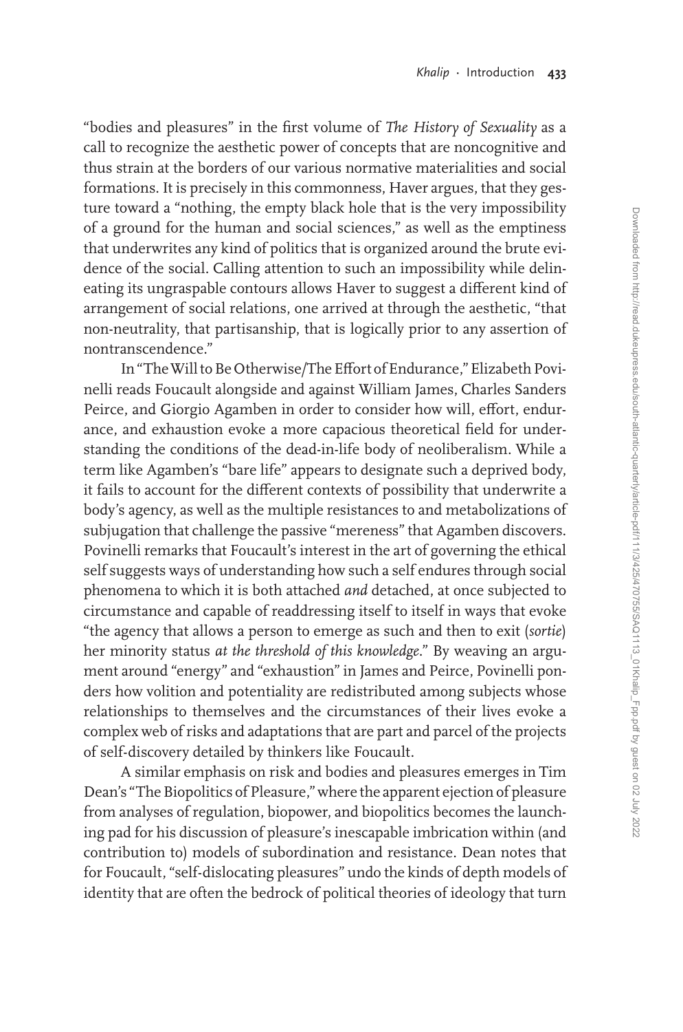"bodies and pleasures" in the first volume of *The History of Sexuality* as a call to recognize the aesthetic power of concepts that are noncognitive and thus strain at the borders of our various normative materialities and social formations. It is precisely in this commonness, Haver argues, that they gesture toward a "nothing, the empty black hole that is the very impossibility of a ground for the human and social sciences," as well as the emptiness that underwrites any kind of politics that is organized around the brute evidence of the social. Calling attention to such an impossibility while delineating its ungraspable contours allows Haver to suggest a different kind of arrangement of social relations, one arrived at through the aesthetic, "that non-neutrality, that partisanship, that is logically prior to any assertion of nontranscendence."

In "The Will to Be Otherwise/The Effort of Endurance," Elizabeth Povinelli reads Foucault alongside and against William James, Charles Sanders Peirce, and Giorgio Agamben in order to consider how will, effort, endurance, and exhaustion evoke a more capacious theoretical field for understanding the conditions of the dead-in-life body of neoliberalism. While a term like Agamben's "bare life" appears to designate such a deprived body, it fails to account for the different contexts of possibility that underwrite a body's agency, as well as the multiple resistances to and metabolizations of subjugation that challenge the passive "mereness" that Agamben discovers. Povinelli remarks that Foucault's interest in the art of governing the ethical self suggests ways of understanding how such a self endures through social phenomena to which it is both attached *and* detached, at once subjected to circumstance and capable of readdressing itself to itself in ways that evoke "the agency that allows a person to emerge as such and then to exit (*sortie*) her minority status *at the threshold of this knowledge*." By weaving an argument around "energy" and "exhaustion" in James and Peirce, Povinelli ponders how volition and potentiality are redistributed among subjects whose relationships to themselves and the circumstances of their lives evoke a complex web of risks and adaptations that are part and parcel of the projects of self-discovery detailed by thinkers like Foucault.

A similar emphasis on risk and bodies and pleasures emerges in Tim Dean's "The Biopolitics of Pleasure," where the apparent ejection of pleasure from analyses of regulation, biopower, and biopolitics becomes the launching pad for his discussion of pleasure's inescapable imbrication within (and contribution to) models of subordination and resistance. Dean notes that for Foucault, "self-dislocating pleasures" undo the kinds of depth models of identity that are often the bedrock of political theories of ideology that turn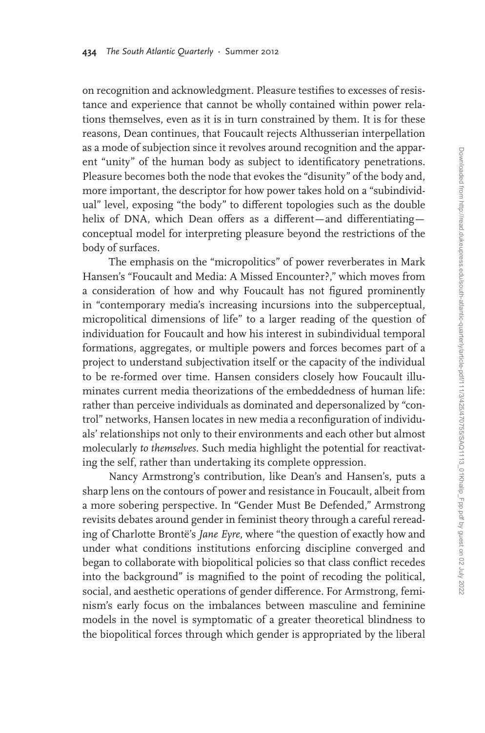on recognition and acknowledgment. Pleasure testifies to excesses of resistance and experience that cannot be wholly contained within power relations themselves, even as it is in turn constrained by them. It is for these reasons, Dean continues, that Foucault rejects Althusserian interpellation as a mode of subjection since it revolves around recognition and the apparent "unity" of the human body as subject to identificatory penetrations. Pleasure becomes both the node that evokes the "disunity" of the body and, more important, the descriptor for how power takes hold on a "subindividual" level, exposing "the body" to different topologies such as the double helix of DNA, which Dean offers as a different—and differentiating—conceptual model for interpreting pleasure beyond the restrictions of the body of surfaces.

The emphasis on the "micropolitics" of power reverberates in Mark Hansen's "Foucault and Media: A Missed Encounter?," which moves from a consideration of how and why Foucault has not figured prominently in "contemporary media's increasing incursions into the subperceptual, micropolitical dimensions of life" to a larger reading of the question of individuation for Foucault and how his interest in subindividual temporal formations, aggregates, or multiple powers and forces becomes part of a project to understand subjectivation itself or the capacity of the individual to be re-formed over time. Hansen considers closely how Foucault illuminates current media theorizations of the embeddedness of human life: rather than perceive individuals as dominated and depersonalized by "control" networks, Hansen locates in new media a reconfiguration of individuals' relationships not only to their environments and each other but almost molecularly *to themselves*. Such media highlight the potential for reactivating the self, rather than undertaking its complete oppression.

Nancy Armstrong's contribution, like Dean's and Hansen's, puts a sharp lens on the contours of power and resistance in Foucault, albeit from a more sobering perspective. In "Gender Must Be Defended," Armstrong revisits debates around gender in feminist theory through a careful rereading of Charlotte Brontë's *Jane Eyre*, where "the question of exactly how and under what conditions institutions enforcing discipline converged and began to collaborate with biopolitical policies so that class conflict recedes into the background" is magnified to the point of recoding the political, social, and aesthetic operations of gender difference. For Armstrong, feminism's early focus on the imbalances between masculine and feminine models in the novel is symptomatic of a greater theoretical blindness to the biopolitical forces through which gender is appropriated by the liberal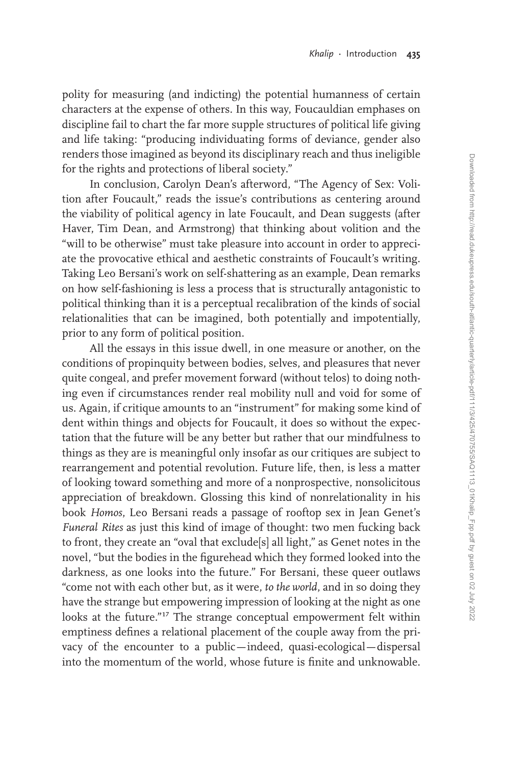polity for measuring (and indicting) the potential humanness of certain characters at the expense of others. In this way, Foucauldian emphases on discipline fail to chart the far more supple structures of political life giving and life taking: "producing individuating forms of deviance, gender also renders those imagined as beyond its disciplinary reach and thus ineligible for the rights and protections of liberal society."

In conclusion, Carolyn Dean's afterword, "The Agency of Sex: Volition after Foucault," reads the issue's contributions as centering around the viability of political agency in late Foucault, and Dean suggests (after Haver, Tim Dean, and Armstrong) that thinking about volition and the "will to be otherwise" must take pleasure into account in order to appreciate the provocative ethical and aesthetic constraints of Foucault's writing. Taking Leo Bersani's work on self-shattering as an example, Dean remarks on how self-fashioning is less a process that is structurally antagonistic to political thinking than it is a perceptual recalibration of the kinds of social relationalities that can be imagined, both potentially and impotentially, prior to any form of political position.

All the essays in this issue dwell, in one measure or another, on the conditions of propinquity between bodies, selves, and pleasures that never quite congeal, and prefer movement forward (without telos) to doing nothing even if circumstances render real mobility null and void for some of us. Again, if critique amounts to an "instrument" for making some kind of dent within things and objects for Foucault, it does so without the expectation that the future will be any better but rather that our mindfulness to things as they are is meaningful only insofar as our critiques are subject to rearrangement and potential revolution. Future life, then, is less a matter of looking toward something and more of a nonprospective, nonsolicitous appreciation of breakdown. Glossing this kind of nonrelationality in his book *Homos*, Leo Bersani reads a passage of rooftop sex in Jean Genet's *Funeral Rites* as just this kind of image of thought: two men fucking back to front, they create an "oval that exclude[s] all light," as Genet notes in the novel, "but the bodies in the figurehead which they formed looked into the darkness, as one looks into the future." For Bersani, these queer outlaws "come not with each other but, as it were, *to the world*, and in so doing they have the strange but empowering impression of looking at the night as one looks at the future."[17] The strange conceptual empowerment felt within emptiness defines a relational placement of the couple away from the privacy of the encounter to a public—indeed, quasi-ecological—dispersal into the momentum of the world, whose future is finite and unknowable.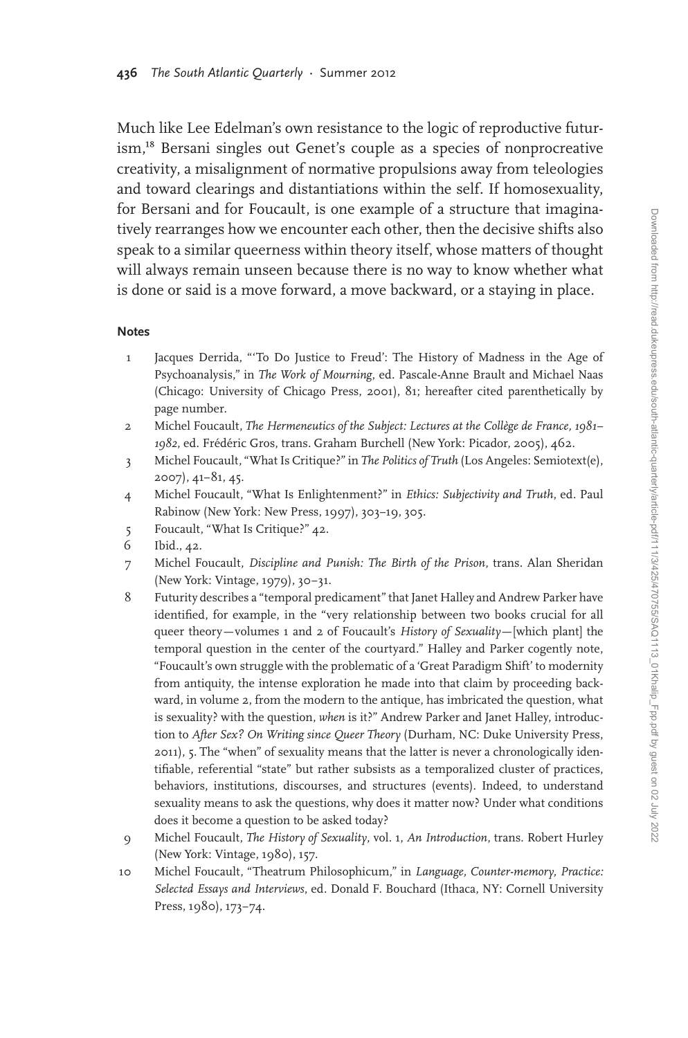Much like Lee Edelman's own resistance to the logic of reproductive futurism,[18] Bersani singles out Genet's couple as a species of nonprocreative creativity, a misalignment of normative propulsions away from teleologies and toward clearings and distantiations within the self. If homosexuality, for Bersani and for Foucault, is one example of a structure that imaginatively rearranges how we encounter each other, then the decisive shifts also speak to a similar queerness within theory itself, whose matters of thought will always remain unseen because there is no way to know whether what is done or said is a move forward, a move backward, or a staying in place.

#### Notes

1. Jacques Derrida, "'To Do Justice to Freud': The History of Madness in the Age of Psychoanalysis," in *The Work of Mourning*, ed. Pascale-Anne Brault and Michael Naas (Chicago: University of Chicago Press, 2001), 81; hereafter cited parenthetically by page number.
2. Michel Foucault, *The Hermeneutics of the Subject: Lectures at the Collège de France, 1981–1982*, ed. Frédéric Gros, trans. Graham Burchell (New York: Picador, 2005), 462.
3. Michel Foucault, "What Is Critique?" in *The Politics of Truth* (Los Angeles: Semiotext(e), 2007), 41–81, 45.
4. Michel Foucault, "What Is Enlightenment?" in *Ethics: Subjectivity and Truth*, ed. Paul Rabinow (New York: New Press, 1997), 303–19, 305.
5. Foucault, "What Is Critique?" 42.
6. Ibid., 42.
7. Michel Foucault, *Discipline and Punish: The Birth of the Prison*, trans. Alan Sheridan (New York: Vintage, 1979), 30–31.
8. Futurity describes a "temporal predicament" that Janet Halley and Andrew Parker have identified, for example, in the "very relationship between two books crucial for all queer theory—volumes 1 and 2 of Foucault's *History of Sexuality*—[which plant] the temporal question in the center of the courtyard." Halley and Parker cogently note, "Foucault's own struggle with the problematic of a 'Great Paradigm Shift' to modernity from antiquity, the intense exploration he made into that claim by proceeding backward, in volume 2, from the modern to the antique, has imbricated the question, what is sexuality? with the question, *when* is it?" Andrew Parker and Janet Halley, introduction to *After Sex? On Writing since Queer Theory* (Durham, NC: Duke University Press, 2011), 5. The "when" of sexuality means that the latter is never a chronologically identifiable, referential "state" but rather subsists as a temporalized cluster of practices, behaviors, institutions, discourses, and structures (events). Indeed, to understand sexuality means to ask the questions, why does it matter now? Under what conditions does it become a question to be asked today?
9. Michel Foucault, *The History of Sexuality*, vol. 1, *An Introduction*, trans. Robert Hurley (New York: Vintage, 1980), 157.
10. Michel Foucault, "Theatrum Philosophicum," in *Language, Counter-memory, Practice: Selected Essays and Interviews*, ed. Donald F. Bouchard (Ithaca, NY: Cornell University Press, 1980), 173–74.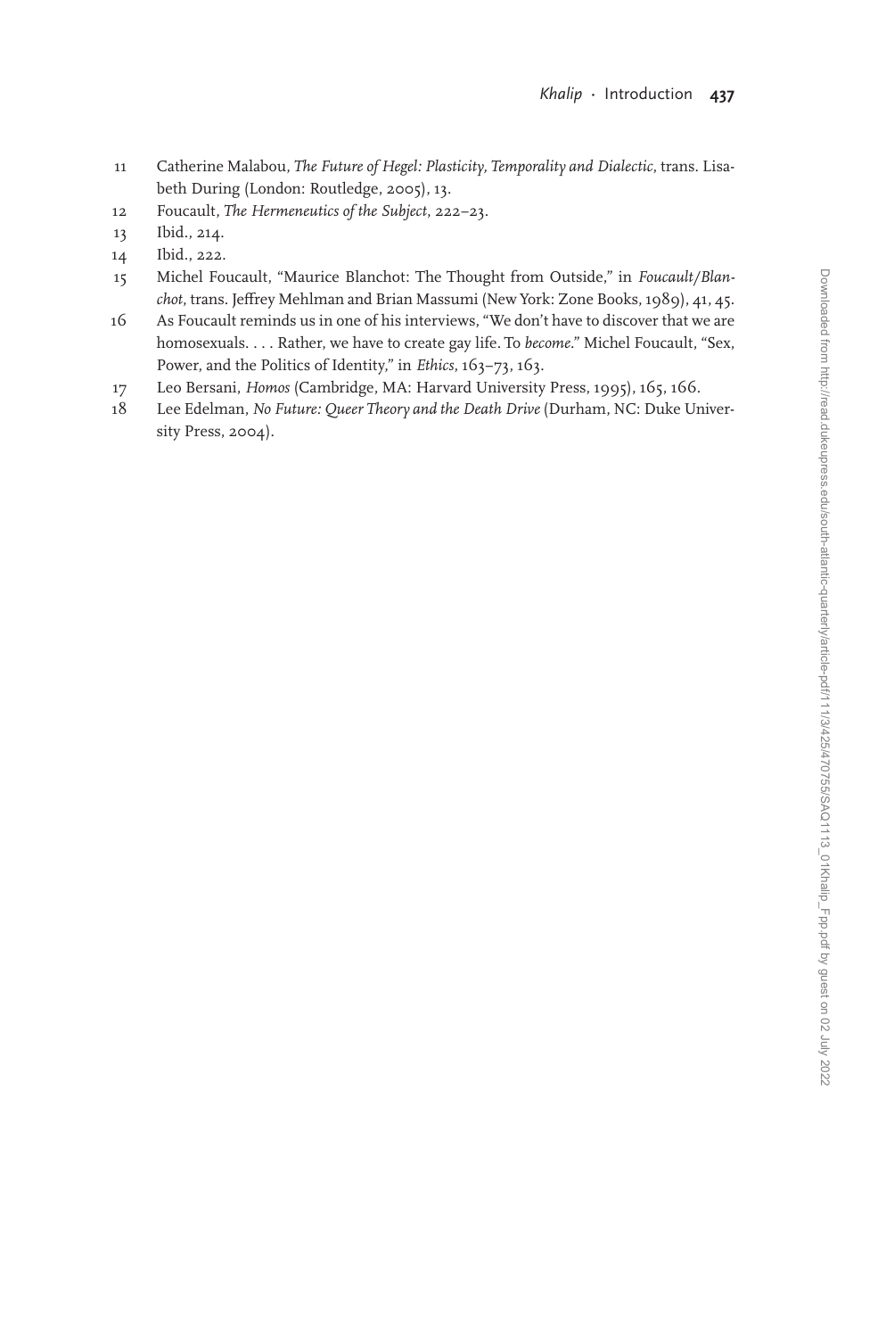11 Catherine Malabou, *The Future of Hegel: Plasticity, Temporality and Dialectic*, trans. Lisabeth During (London: Routledge, 2005), 13.

12 Foucault, *The Hermeneutics of the Subject*, 222–23.

13 Ibid., 214.

14 Ibid., 222.

15 Michel Foucault, "Maurice Blanchot: The Thought from Outside," in *Foucault/Blanchot*, trans. Jeffrey Mehlman and Brian Massumi (New York: Zone Books, 1989), 41, 45.

16 As Foucault reminds us in one of his interviews, "We don't have to discover that we are homosexuals. . . . Rather, we have to create gay life. To *become*." Michel Foucault, "Sex, Power, and the Politics of Identity," in *Ethics*, 163–73, 163.

17 Leo Bersani, *Homos* (Cambridge, MA: Harvard University Press, 1995), 165, 166.

18 Lee Edelman, *No Future: Queer Theory and the Death Drive* (Durham, NC: Duke University Press, 2004).